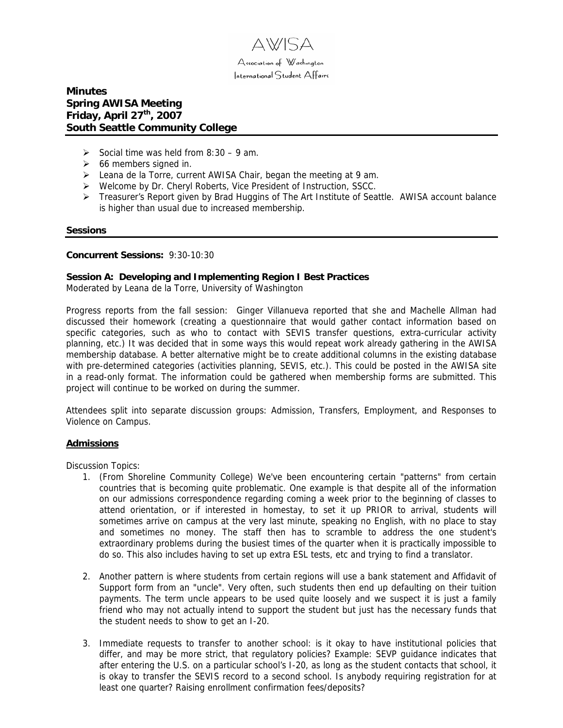AWISA

Association of Washington International Student Affairs

# Minutes
# Spring AWISA Meeting
# Friday, April 27th, 2007
# South Seattle Community College

- Social time was held from 8:30 – 9 am.
- 66 members signed in.
- Leana de la Torre, current AWISA Chair, began the meeting at 9 am.
- Welcome by Dr. Cheryl Roberts, Vice President of Instruction, SSCC.
- Treasurer's Report given by Brad Huggins of The Art Institute of Seattle. AWISA account balance is higher than usual due to increased membership.

## Sessions

**Concurrent Sessions:** 9:30-10:30

**Session A: Developing and Implementing Region I Best Practices**
Moderated by Leana de la Torre, University of Washington

Progress reports from the fall session: Ginger Villanueva reported that she and Machelle Allman had discussed their homework (creating a questionnaire that would gather contact information based on specific categories, such as who to contact with SEVIS transfer questions, extra-curricular activity planning, etc.) It was decided that in some ways this would repeat work already gathering in the AWISA membership database. A better alternative might be to create additional columns in the existing database with pre-determined categories (activities planning, SEVIS, etc.). This could be posted in the AWISA site in a read-only format. The information could be gathered when membership forms are submitted. This project will continue to be worked on during the summer.

Attendees split into separate discussion groups: Admission, Transfers, Employment, and Responses to Violence on Campus.

### Admissions

Discussion Topics:

1. (From Shoreline Community College) We've been encountering certain "patterns" from certain countries that is becoming quite problematic. One example is that despite all of the information on our admissions correspondence regarding coming a week prior to the beginning of classes to attend orientation, or if interested in homestay, to set it up PRIOR to arrival, students will sometimes arrive on campus at the very last minute, speaking no English, with no place to stay and sometimes no money. The staff then has to scramble to address the one student's extraordinary problems during the busiest times of the quarter when it is practically impossible to do so. This also includes having to set up extra ESL tests, etc and trying to find a translator.

2. Another pattern is where students from certain regions will use a bank statement and Affidavit of Support form from an "uncle". Very often, such students then end up defaulting on their tuition payments. The term uncle appears to be used quite loosely and we suspect it is just a family friend who may not actually intend to support the student but just has the necessary funds that the student needs to show to get an I-20.

3. Immediate requests to transfer to another school: is it okay to have institutional policies that differ, and may be more strict, that regulatory policies? Example: SEVP guidance indicates that after entering the U.S. on a particular school's I-20, as long as the student contacts that school, it is okay to transfer the SEVIS record to a second school. Is anybody requiring registration for at least one quarter? Raising enrollment confirmation fees/deposits?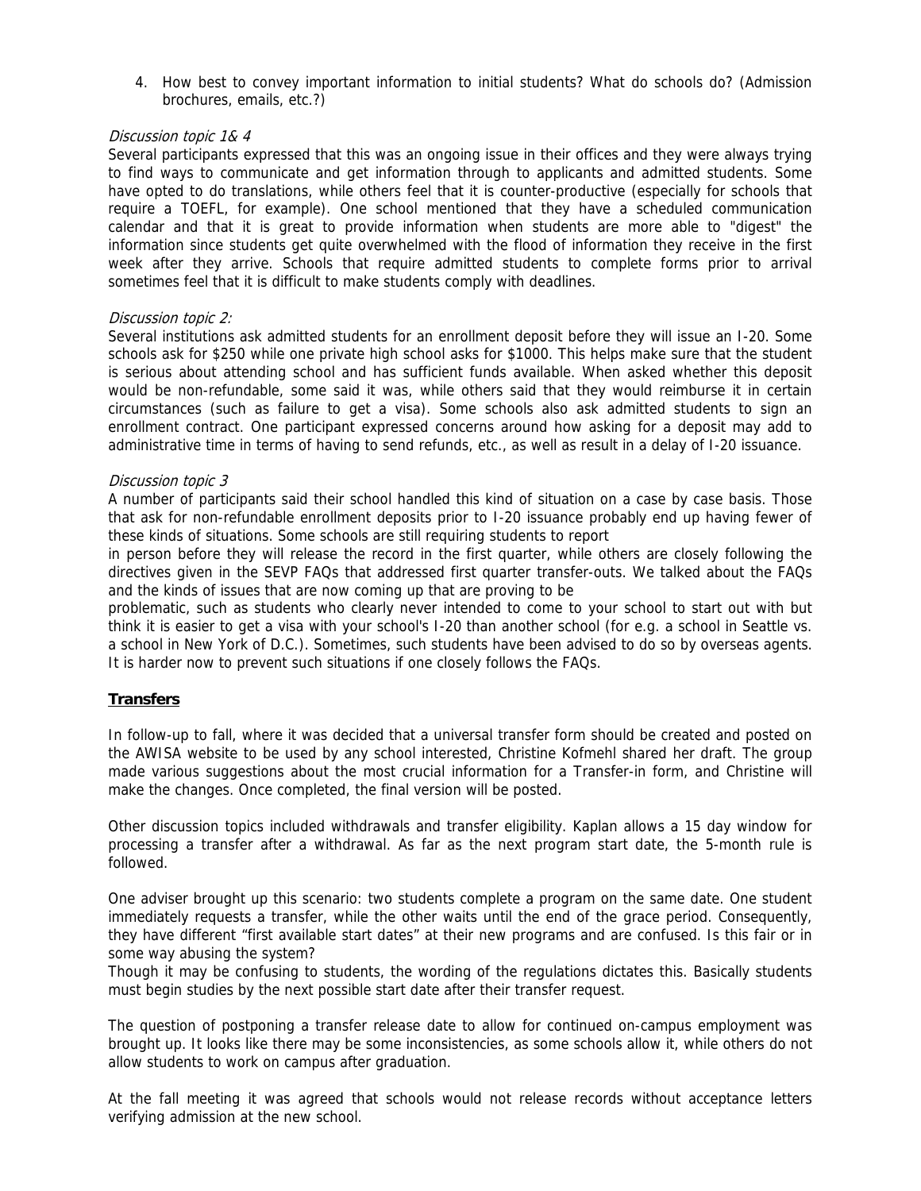4. How best to convey important information to initial students? What do schools do? (Admission brochures, emails, etc.?)

*Discussion topic 1& 4*

Several participants expressed that this was an ongoing issue in their offices and they were always trying to find ways to communicate and get information through to applicants and admitted students. Some have opted to do translations, while others feel that it is counter-productive (especially for schools that require a TOEFL, for example). One school mentioned that they have a scheduled communication calendar and that it is great to provide information when students are more able to "digest" the information since students get quite overwhelmed with the flood of information they receive in the first week after they arrive. Schools that require admitted students to complete forms prior to arrival sometimes feel that it is difficult to make students comply with deadlines.

*Discussion topic 2:*

Several institutions ask admitted students for an enrollment deposit before they will issue an I-20. Some schools ask for $250 while one private high school asks for $1000. This helps make sure that the student is serious about attending school and has sufficient funds available. When asked whether this deposit would be non-refundable, some said it was, while others said that they would reimburse it in certain circumstances (such as failure to get a visa). Some schools also ask admitted students to sign an enrollment contract. One participant expressed concerns around how asking for a deposit may add to administrative time in terms of having to send refunds, etc., as well as result in a delay of I-20 issuance.

*Discussion topic 3*

A number of participants said their school handled this kind of situation on a case by case basis. Those that ask for non-refundable enrollment deposits prior to I-20 issuance probably end up having fewer of these kinds of situations. Some schools are still requiring students to report in person before they will release the record in the first quarter, while others are closely following the directives given in the SEVP FAQs that addressed first quarter transfer-outs. We talked about the FAQs and the kinds of issues that are now coming up that are proving to be problematic, such as students who clearly never intended to come to your school to start out with but think it is easier to get a visa with your school's I-20 than another school (for e.g. a school in Seattle vs. a school in New York of D.C.). Sometimes, such students have been advised to do so by overseas agents. It is harder now to prevent such situations if one closely follows the FAQs.

## **Transfers**

In follow-up to fall, where it was decided that a universal transfer form should be created and posted on the AWISA website to be used by any school interested, Christine Kofmehl shared her draft. The group made various suggestions about the most crucial information for a Transfer-in form, and Christine will make the changes. Once completed, the final version will be posted.

Other discussion topics included withdrawals and transfer eligibility. Kaplan allows a 15 day window for processing a transfer after a withdrawal. As far as the next program start date, the 5-month rule is followed.

One adviser brought up this scenario: two students complete a program on the same date. One student immediately requests a transfer, while the other waits until the end of the grace period. Consequently, they have different "first available start dates" at their new programs and are confused. Is this fair or in some way abusing the system?

Though it may be confusing to students, the wording of the regulations dictates this. Basically students must begin studies by the next possible start date after their transfer request.

The question of postponing a transfer release date to allow for continued on-campus employment was brought up. It looks like there may be some inconsistencies, as some schools allow it, while others do not allow students to work on campus after graduation.

At the fall meeting it was agreed that schools would not release records without acceptance letters verifying admission at the new school.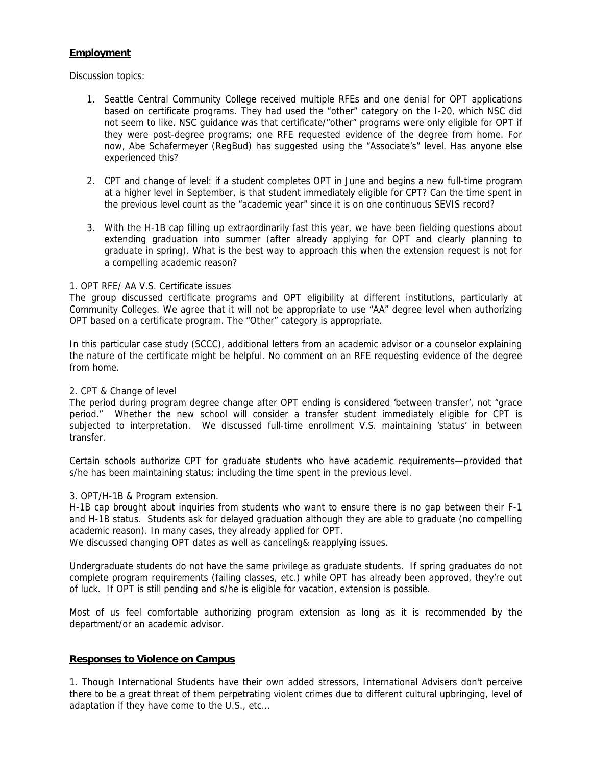**Employment**

Discussion topics:

1. Seattle Central Community College received multiple RFEs and one denial for OPT applications based on certificate programs. They had used the "other" category on the I-20, which NSC did not seem to like. NSC guidance was that certificate/"other" programs were only eligible for OPT if they were post-degree programs; one RFE requested evidence of the degree from home. For now, Abe Schafermeyer (RegBud) has suggested using the "Associate's" level. Has anyone else experienced this?

2. CPT and change of level: if a student completes OPT in June and begins a new full-time program at a higher level in September, is that student immediately eligible for CPT? Can the time spent in the previous level count as the "academic year" since it is on one continuous SEVIS record?

3. With the H-1B cap filling up extraordinarily fast this year, we have been fielding questions about extending graduation into summer (after already applying for OPT and clearly planning to graduate in spring). What is the best way to approach this when the extension request is not for a compelling academic reason?

1. OPT RFE/ AA V.S. Certificate issues

The group discussed certificate programs and OPT eligibility at different institutions, particularly at Community Colleges. We agree that it will not be appropriate to use "AA" degree level when authorizing OPT based on a certificate program. The "Other" category is appropriate.

In this particular case study (SCCC), additional letters from an academic advisor or a counselor explaining the nature of the certificate might be helpful. No comment on an RFE requesting evidence of the degree from home.

2. CPT & Change of level

The period during program degree change after OPT ending is considered 'between transfer', not "grace period." Whether the new school will consider a transfer student immediately eligible for CPT is subjected to interpretation. We discussed full-time enrollment V.S. maintaining 'status' in between transfer.

Certain schools authorize CPT for graduate students who have academic requirements—provided that s/he has been maintaining status; including the time spent in the previous level.

3. OPT/H-1B & Program extension.

H-1B cap brought about inquiries from students who want to ensure there is no gap between their F-1 and H-1B status. Students ask for delayed graduation although they are able to graduate (no compelling academic reason). In many cases, they already applied for OPT.

We discussed changing OPT dates as well as canceling& reapplying issues.

Undergraduate students do not have the same privilege as graduate students. If spring graduates do not complete program requirements (failing classes, etc.) while OPT has already been approved, they're out of luck. If OPT is still pending and s/he is eligible for vacation, extension is possible.

Most of us feel comfortable authorizing program extension as long as it is recommended by the department/or an academic advisor.

**Responses to Violence on Campus**

1. Though International Students have their own added stressors, International Advisers don't perceive there to be a great threat of them perpetrating violent crimes due to different cultural upbringing, level of adaptation if they have come to the U.S., etc...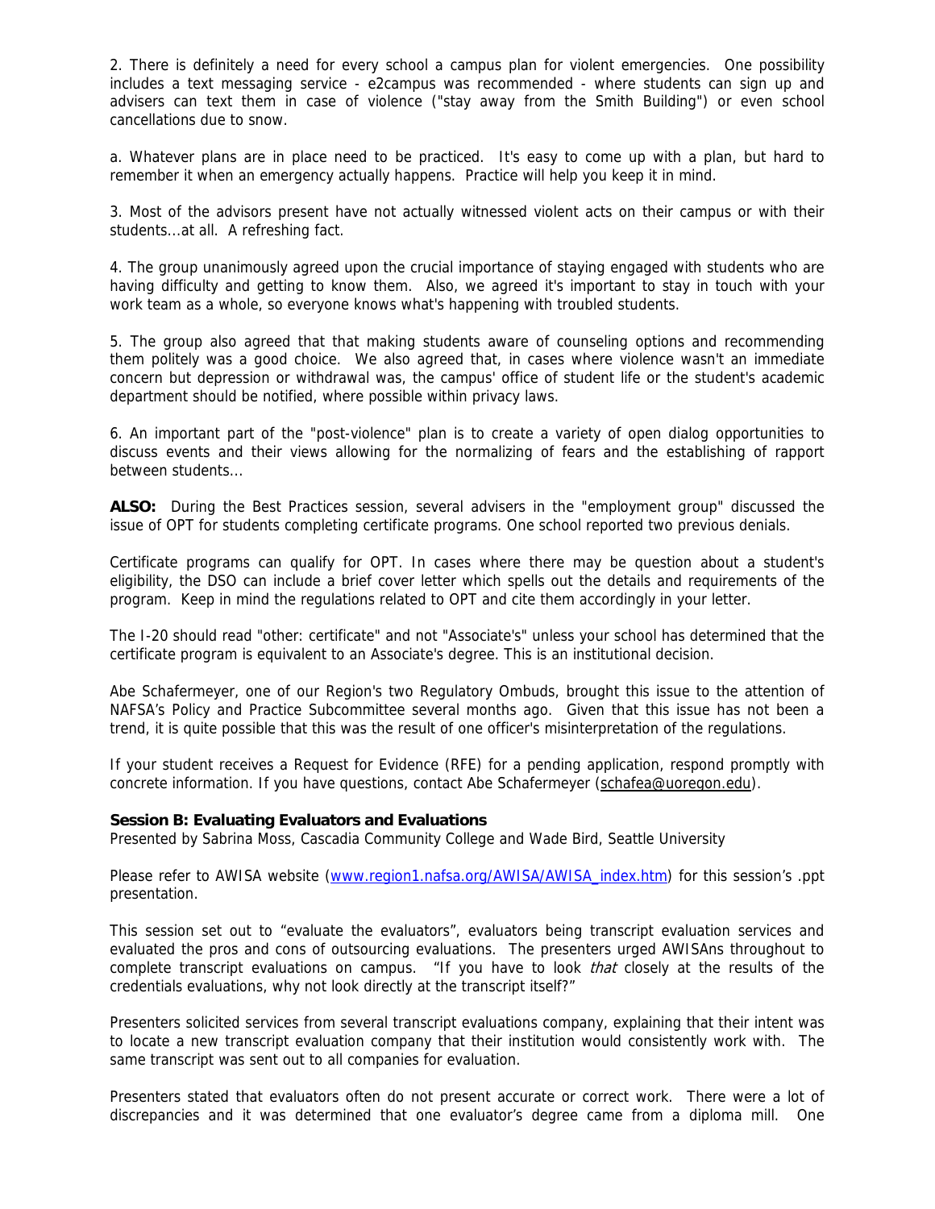2. There is definitely a need for every school a campus plan for violent emergencies. One possibility includes a text messaging service - e2campus was recommended - where students can sign up and advisers can text them in case of violence ("stay away from the Smith Building") or even school cancellations due to snow.

a. Whatever plans are in place need to be practiced. It's easy to come up with a plan, but hard to remember it when an emergency actually happens. Practice will help you keep it in mind.

3. Most of the advisors present have not actually witnessed violent acts on their campus or with their students...at all. A refreshing fact.

4. The group unanimously agreed upon the crucial importance of staying engaged with students who are having difficulty and getting to know them. Also, we agreed it's important to stay in touch with your work team as a whole, so everyone knows what's happening with troubled students.

5. The group also agreed that that making students aware of counseling options and recommending them politely was a good choice. We also agreed that, in cases where violence wasn't an immediate concern but depression or withdrawal was, the campus' office of student life or the student's academic department should be notified, where possible within privacy laws.

6. An important part of the "post-violence" plan is to create a variety of open dialog opportunities to discuss events and their views allowing for the normalizing of fears and the establishing of rapport between students...

**ALSO:** During the Best Practices session, several advisers in the "employment group" discussed the issue of OPT for students completing certificate programs. One school reported two previous denials.

Certificate programs can qualify for OPT. In cases where there may be question about a student's eligibility, the DSO can include a brief cover letter which spells out the details and requirements of the program. Keep in mind the regulations related to OPT and cite them accordingly in your letter.

The I-20 should read "other: certificate" and not "Associate's" unless your school has determined that the certificate program is equivalent to an Associate's degree. This is an institutional decision.

Abe Schafermeyer, one of our Region's two Regulatory Ombuds, brought this issue to the attention of NAFSA's Policy and Practice Subcommittee several months ago. Given that this issue has not been a trend, it is quite possible that this was the result of one officer's misinterpretation of the regulations.

If your student receives a Request for Evidence (RFE) for a pending application, respond promptly with concrete information. If you have questions, contact Abe Schafermeyer (schafea@uoregon.edu).

**Session B: Evaluating Evaluators and Evaluations**
Presented by Sabrina Moss, Cascadia Community College and Wade Bird, Seattle University

Please refer to AWISA website (www.region1.nafsa.org/AWISA/AWISA_index.htm) for this session's .ppt presentation.

This session set out to "evaluate the evaluators", evaluators being transcript evaluation services and evaluated the pros and cons of outsourcing evaluations. The presenters urged AWISAns throughout to complete transcript evaluations on campus. "If you have to look *that* closely at the results of the credentials evaluations, why not look directly at the transcript itself?"

Presenters solicited services from several transcript evaluations company, explaining that their intent was to locate a new transcript evaluation company that their institution would consistently work with. The same transcript was sent out to all companies for evaluation.

Presenters stated that evaluators often do not present accurate or correct work. There were a lot of discrepancies and it was determined that one evaluator's degree came from a diploma mill. One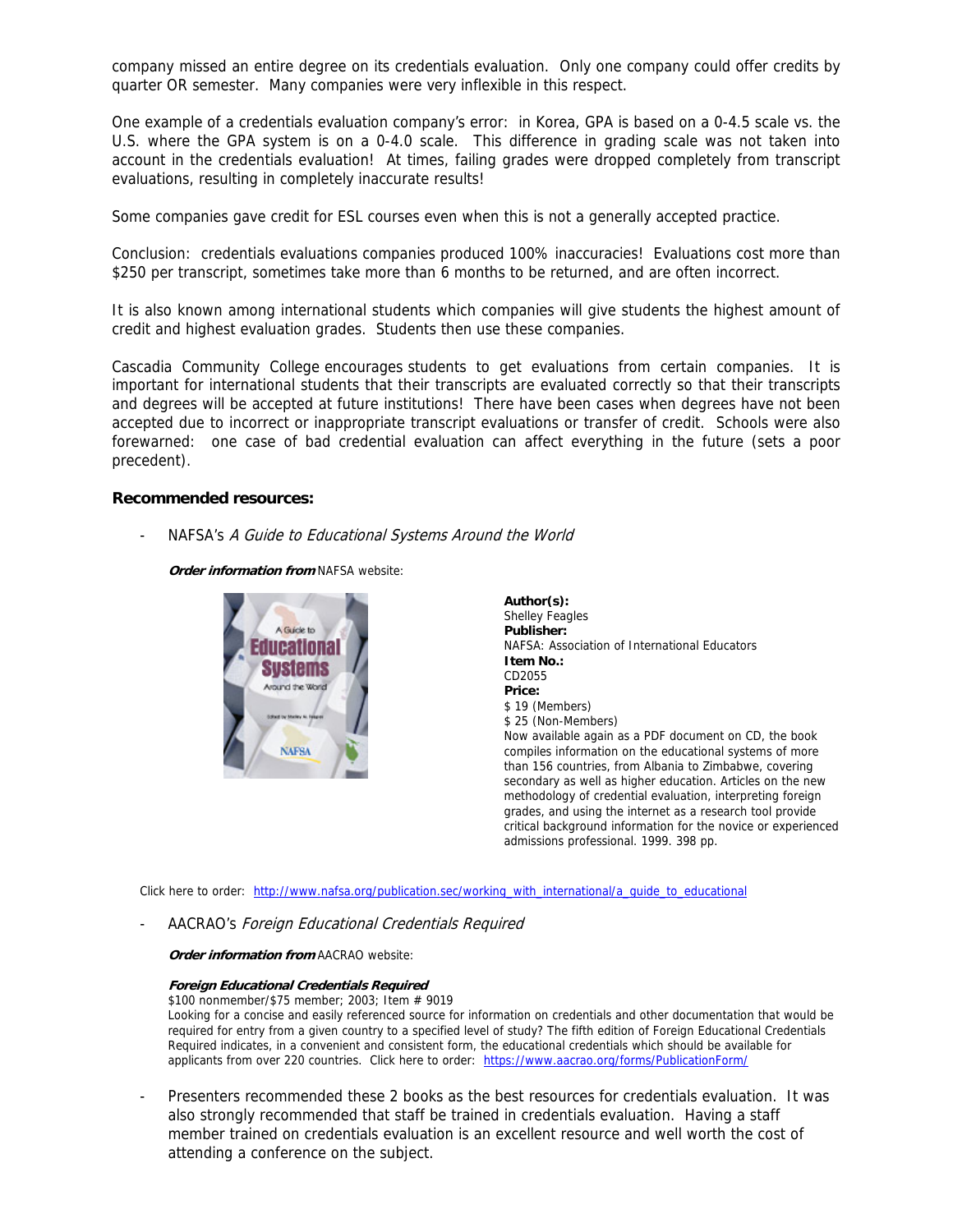company missed an entire degree on its credentials evaluation. Only one company could offer credits by quarter OR semester. Many companies were very inflexible in this respect.

One example of a credentials evaluation company's error: in Korea, GPA is based on a 0-4.5 scale vs. the U.S. where the GPA system is on a 0-4.0 scale. This difference in grading scale was not taken into account in the credentials evaluation! At times, failing grades were dropped completely from transcript evaluations, resulting in completely inaccurate results!

Some companies gave credit for ESL courses even when this is not a generally accepted practice.

Conclusion: credentials evaluations companies produced 100% inaccuracies! Evaluations cost more than $250 per transcript, sometimes take more than 6 months to be returned, and are often incorrect.

It is also known among international students which companies will give students the highest amount of credit and highest evaluation grades. Students then use these companies.

Cascadia Community College encourages students to get evaluations from certain companies. It is important for international students that their transcripts are evaluated correctly so that their transcripts and degrees will be accepted at future institutions! There have been cases when degrees have not been accepted due to incorrect or inappropriate transcript evaluations or transfer of credit. Schools were also forewarned: one case of bad credential evaluation can affect everything in the future (sets a poor precedent).

**Recommended resources:**

- NAFSA's *A Guide to Educational Systems Around the World*

  ***Order information from*** NAFSA website:

  **Author(s):**
  Shelley Feagles
  **Publisher:**
  NAFSA: Association of International Educators
  **Item No.:**
  CD2055
  **Price:**
  $ 19 (Members)
  $ 25 (Non-Members)
  Now available again as a PDF document on CD, the book compiles information on the educational systems of more than 156 countries, from Albania to Zimbabwe, covering secondary as well as higher education. Articles on the new methodology of credential evaluation, interpreting foreign grades, and using the internet as a research tool provide critical background information for the novice or experienced admissions professional. 1999. 398 pp.

  Click here to order: http://www.nafsa.org/publication.sec/working_with_international/a_guide_to_educational

- AACRAO's *Foreign Educational Credentials Required*

  ***Order information from*** AACRAO website:

  ***Foreign Educational Credentials Required***
  $100 nonmember/$75 member; 2003; Item # 9019
  Looking for a concise and easily referenced source for information on credentials and other documentation that would be required for entry from a given country to a specified level of study? The fifth edition of Foreign Educational Credentials Required indicates, in a convenient and consistent form, the educational credentials which should be available for applicants from over 220 countries. Click here to order: https://www.aacrao.org/forms/PublicationForm/

- Presenters recommended these 2 books as the best resources for credentials evaluation. It was also strongly recommended that staff be trained in credentials evaluation. Having a staff member trained on credentials evaluation is an excellent resource and well worth the cost of attending a conference on the subject.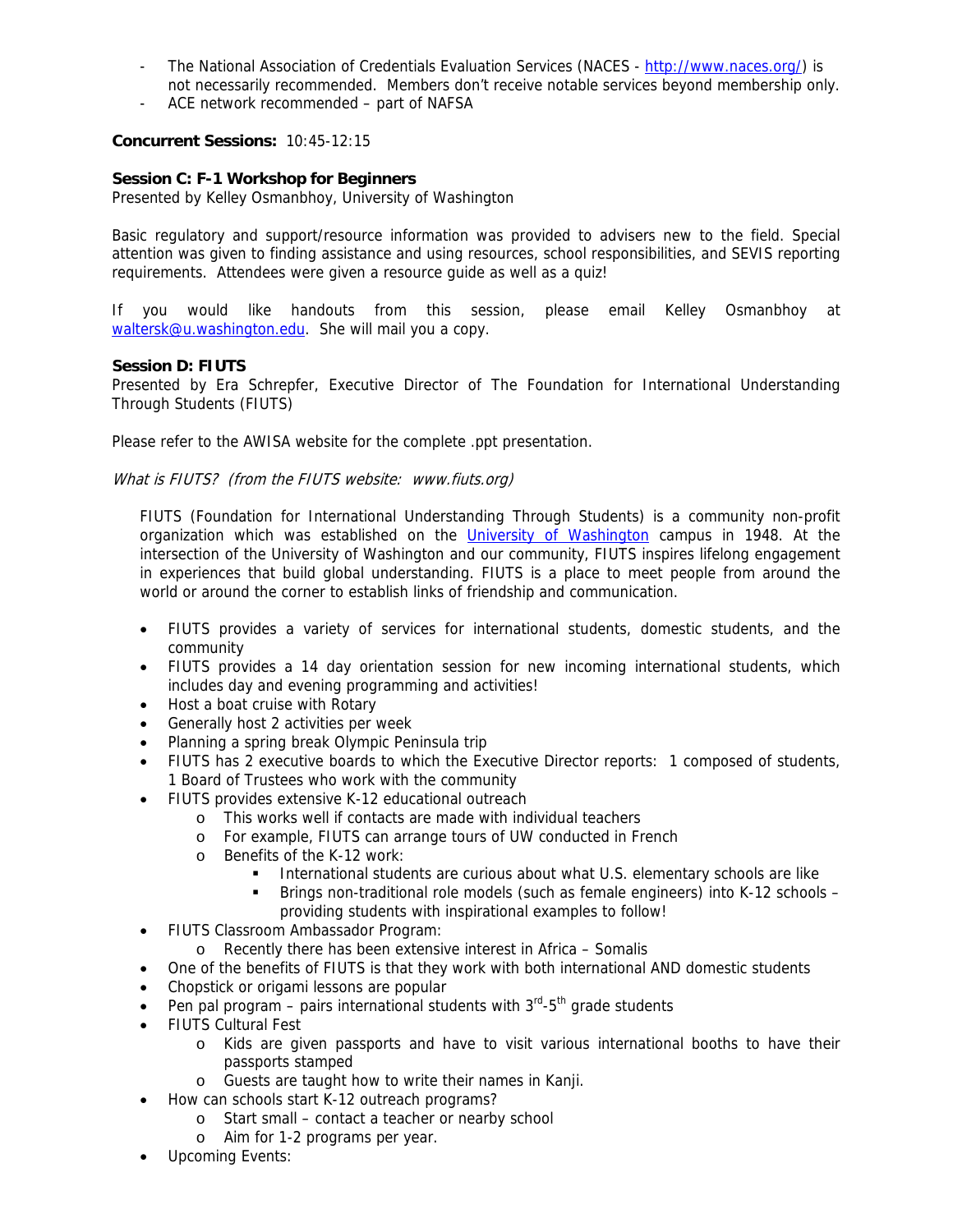- The National Association of Credentials Evaluation Services (NACES - http://www.naces.org/) is not necessarily recommended. Members don't receive notable services beyond membership only.
- ACE network recommended – part of NAFSA

**Concurrent Sessions:** 10:45-12:15

**Session C: F-1 Workshop for Beginners**
Presented by Kelley Osmanbhoy, University of Washington

Basic regulatory and support/resource information was provided to advisers new to the field. Special attention was given to finding assistance and using resources, school responsibilities, and SEVIS reporting requirements. Attendees were given a resource guide as well as a quiz!

If you would like handouts from this session, please email Kelley Osmanbhoy at waltersk@u.washington.edu. She will mail you a copy.

**Session D: FIUTS**
Presented by Era Schrepfer, Executive Director of The Foundation for International Understanding Through Students (FIUTS)

Please refer to the AWISA website for the complete .ppt presentation.

*What is FIUTS? (from the FIUTS website: www.fiuts.org)*

FIUTS (Foundation for International Understanding Through Students) is a community non-profit organization which was established on the University of Washington campus in 1948. At the intersection of the University of Washington and our community, FIUTS inspires lifelong engagement in experiences that build global understanding. FIUTS is a place to meet people from around the world or around the corner to establish links of friendship and communication.

- FIUTS provides a variety of services for international students, domestic students, and the community
- FIUTS provides a 14 day orientation session for new incoming international students, which includes day and evening programming and activities!
- Host a boat cruise with Rotary
- Generally host 2 activities per week
- Planning a spring break Olympic Peninsula trip
- FIUTS has 2 executive boards to which the Executive Director reports: 1 composed of students, 1 Board of Trustees who work with the community
- FIUTS provides extensive K-12 educational outreach
  - This works well if contacts are made with individual teachers
  - For example, FIUTS can arrange tours of UW conducted in French
  - Benefits of the K-12 work:
    - International students are curious about what U.S. elementary schools are like
    - Brings non-traditional role models (such as female engineers) into K-12 schools – providing students with inspirational examples to follow!
- FIUTS Classroom Ambassador Program:
  - Recently there has been extensive interest in Africa – Somalis
- One of the benefits of FIUTS is that they work with both international AND domestic students
- Chopstick or origami lessons are popular
- Pen pal program – pairs international students with 3rd-5th grade students
- FIUTS Cultural Fest
  - Kids are given passports and have to visit various international booths to have their passports stamped
  - Guests are taught how to write their names in Kanji.
- How can schools start K-12 outreach programs?
  - Start small – contact a teacher or nearby school
  - Aim for 1-2 programs per year.
- Upcoming Events: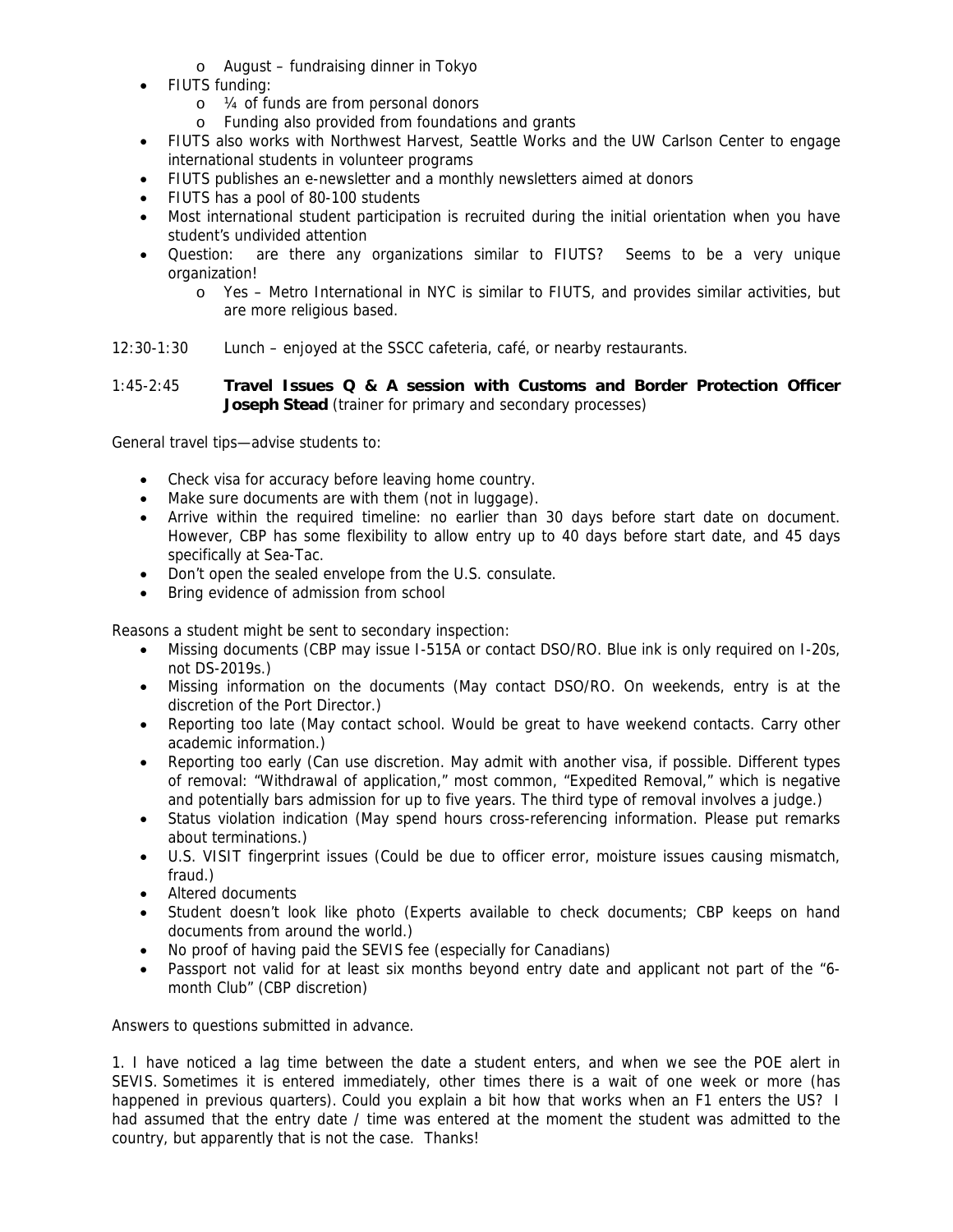- August – fundraising dinner in Tokyo
- FIUTS funding:
  - ¼ of funds are from personal donors
  - Funding also provided from foundations and grants
- FIUTS also works with Northwest Harvest, Seattle Works and the UW Carlson Center to engage international students in volunteer programs
- FIUTS publishes an e-newsletter and a monthly newsletters aimed at donors
- FIUTS has a pool of 80-100 students
- Most international student participation is recruited during the initial orientation when you have student's undivided attention
- Question: are there any organizations similar to FIUTS? Seems to be a very unique organization!
  - Yes – Metro International in NYC is similar to FIUTS, and provides similar activities, but are more religious based.

12:30-1:30 Lunch – enjoyed at the SSCC cafeteria, café, or nearby restaurants.

1:45-2:45 **Travel Issues Q & A session with Customs and Border Protection Officer Joseph Stead** (trainer for primary and secondary processes)

General travel tips—advise students to:

- Check visa for accuracy before leaving home country.
- Make sure documents are with them (not in luggage).
- Arrive within the required timeline: no earlier than 30 days before start date on document. However, CBP has some flexibility to allow entry up to 40 days before start date, and 45 days specifically at Sea-Tac.
- Don't open the sealed envelope from the U.S. consulate.
- Bring evidence of admission from school

Reasons a student might be sent to secondary inspection:

- Missing documents (CBP may issue I-515A or contact DSO/RO. Blue ink is only required on I-20s, not DS-2019s.)
- Missing information on the documents (May contact DSO/RO. On weekends, entry is at the discretion of the Port Director.)
- Reporting too late (May contact school. Would be great to have weekend contacts. Carry other academic information.)
- Reporting too early (Can use discretion. May admit with another visa, if possible. Different types of removal: "Withdrawal of application," most common, "Expedited Removal," which is negative and potentially bars admission for up to five years. The third type of removal involves a judge.)
- Status violation indication (May spend hours cross-referencing information. Please put remarks about terminations.)
- U.S. VISIT fingerprint issues (Could be due to officer error, moisture issues causing mismatch, fraud.)
- Altered documents
- Student doesn't look like photo (Experts available to check documents; CBP keeps on hand documents from around the world.)
- No proof of having paid the SEVIS fee (especially for Canadians)
- Passport not valid for at least six months beyond entry date and applicant not part of the "6-month Club" (CBP discretion)

Answers to questions submitted in advance.

1. I have noticed a lag time between the date a student enters, and when we see the POE alert in SEVIS. Sometimes it is entered immediately, other times there is a wait of one week or more (has happened in previous quarters). Could you explain a bit how that works when an F1 enters the US? I had assumed that the entry date / time was entered at the moment the student was admitted to the country, but apparently that is not the case. Thanks!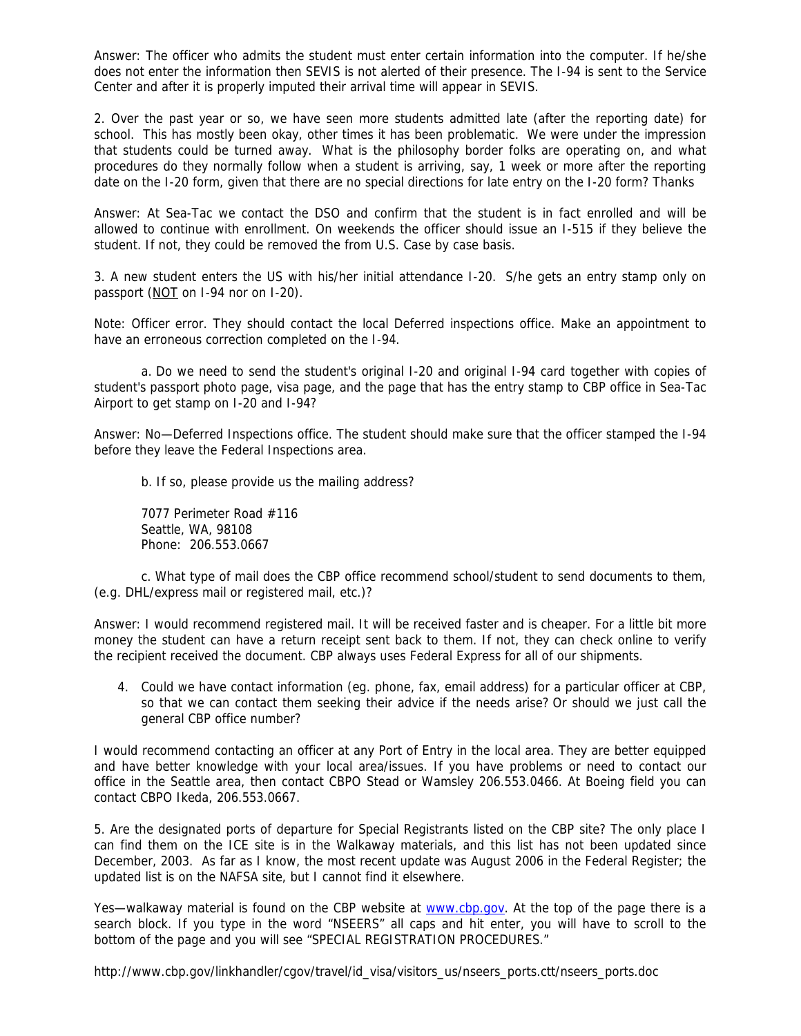Answer: The officer who admits the student must enter certain information into the computer. If he/she does not enter the information then SEVIS is not alerted of their presence. The I-94 is sent to the Service Center and after it is properly imputed their arrival time will appear in SEVIS.

2. Over the past year or so, we have seen more students admitted late (after the reporting date) for school. This has mostly been okay, other times it has been problematic. We were under the impression that students could be turned away. What is the philosophy border folks are operating on, and what procedures do they normally follow when a student is arriving, say, 1 week or more after the reporting date on the I-20 form, given that there are no special directions for late entry on the I-20 form? Thanks

Answer: At Sea-Tac we contact the DSO and confirm that the student is in fact enrolled and will be allowed to continue with enrollment. On weekends the officer should issue an I-515 if they believe the student. If not, they could be removed the from U.S. Case by case basis.

3. A new student enters the US with his/her initial attendance I-20. S/he gets an entry stamp only on passport (<u>NOT</u> on I-94 nor on I-20).

Note: Officer error. They should contact the local Deferred inspections office. Make an appointment to have an erroneous correction completed on the I-94.

a. Do we need to send the student's original I-20 and original I-94 card together with copies of student's passport photo page, visa page, and the page that has the entry stamp to CBP office in Sea-Tac Airport to get stamp on I-20 and I-94?

Answer: No—Deferred Inspections office. The student should make sure that the officer stamped the I-94 before they leave the Federal Inspections area.

b. If so, please provide us the mailing address?

7077 Perimeter Road #116
Seattle, WA, 98108
Phone: 206.553.0667

c. What type of mail does the CBP office recommend school/student to send documents to them, (e.g. DHL/express mail or registered mail, etc.)?

Answer: I would recommend registered mail. It will be received faster and is cheaper. For a little bit more money the student can have a return receipt sent back to them. If not, they can check online to verify the recipient received the document. CBP always uses Federal Express for all of our shipments.

4. Could we have contact information (eg. phone, fax, email address) for a particular officer at CBP, so that we can contact them seeking their advice if the needs arise? Or should we just call the general CBP office number?

I would recommend contacting an officer at any Port of Entry in the local area. They are better equipped and have better knowledge with your local area/issues. If you have problems or need to contact our office in the Seattle area, then contact CBPO Stead or Wamsley 206.553.0466. At Boeing field you can contact CBPO Ikeda, 206.553.0667.

5. Are the designated ports of departure for Special Registrants listed on the CBP site? The only place I can find them on the ICE site is in the Walkaway materials, and this list has not been updated since December, 2003. As far as I know, the most recent update was August 2006 in the Federal Register; the updated list is on the NAFSA site, but I cannot find it elsewhere.

Yes—walkaway material is found on the CBP website at www.cbp.gov. At the top of the page there is a search block. If you type in the word "NSEERS" all caps and hit enter, you will have to scroll to the bottom of the page and you will see "SPECIAL REGISTRATION PROCEDURES."

http://www.cbp.gov/linkhandler/cgov/travel/id_visa/visitors_us/nseers_ports.ctt/nseers_ports.doc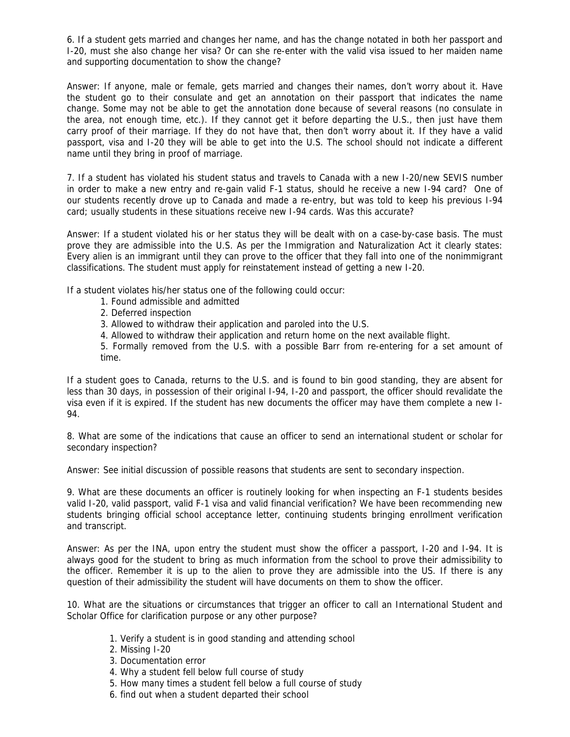6. If a student gets married and changes her name, and has the change notated in both her passport and I-20, must she also change her visa? Or can she re-enter with the valid visa issued to her maiden name and supporting documentation to show the change?

Answer: If anyone, male or female, gets married and changes their names, don't worry about it. Have the student go to their consulate and get an annotation on their passport that indicates the name change. Some may not be able to get the annotation done because of several reasons (no consulate in the area, not enough time, etc.). If they cannot get it before departing the U.S., then just have them carry proof of their marriage. If they do not have that, then don't worry about it. If they have a valid passport, visa and I-20 they will be able to get into the U.S. The school should not indicate a different name until they bring in proof of marriage.

7. If a student has violated his student status and travels to Canada with a new I-20/new SEVIS number in order to make a new entry and re-gain valid F-1 status, should he receive a new I-94 card? One of our students recently drove up to Canada and made a re-entry, but was told to keep his previous I-94 card; usually students in these situations receive new I-94 cards. Was this accurate?

Answer: If a student violated his or her status they will be dealt with on a case-by-case basis. The must prove they are admissible into the U.S. As per the Immigration and Naturalization Act it clearly states: Every alien is an immigrant until they can prove to the officer that they fall into one of the nonimmigrant classifications. The student must apply for reinstatement instead of getting a new I-20.

If a student violates his/her status one of the following could occur:

1. Found admissible and admitted
2. Deferred inspection
3. Allowed to withdraw their application and paroled into the U.S.
4. Allowed to withdraw their application and return home on the next available flight.
5. Formally removed from the U.S. with a possible Barr from re-entering for a set amount of time.

If a student goes to Canada, returns to the U.S. and is found to bin good standing, they are absent for less than 30 days, in possession of their original I-94, I-20 and passport, the officer should revalidate the visa even if it is expired. If the student has new documents the officer may have them complete a new I-94.

8. What are some of the indications that cause an officer to send an international student or scholar for secondary inspection?

Answer: See initial discussion of possible reasons that students are sent to secondary inspection.

9. What are these documents an officer is routinely looking for when inspecting an F-1 students besides valid I-20, valid passport, valid F-1 visa and valid financial verification? We have been recommending new students bringing official school acceptance letter, continuing students bringing enrollment verification and transcript.

Answer: As per the INA, upon entry the student must show the officer a passport, I-20 and I-94. It is always good for the student to bring as much information from the school to prove their admissibility to the officer. Remember it is up to the alien to prove they are admissible into the US. If there is any question of their admissibility the student will have documents on them to show the officer.

10. What are the situations or circumstances that trigger an officer to call an International Student and Scholar Office for clarification purpose or any other purpose?

1. Verify a student is in good standing and attending school
2. Missing I-20
3. Documentation error
4. Why a student fell below full course of study
5. How many times a student fell below a full course of study
6. find out when a student departed their school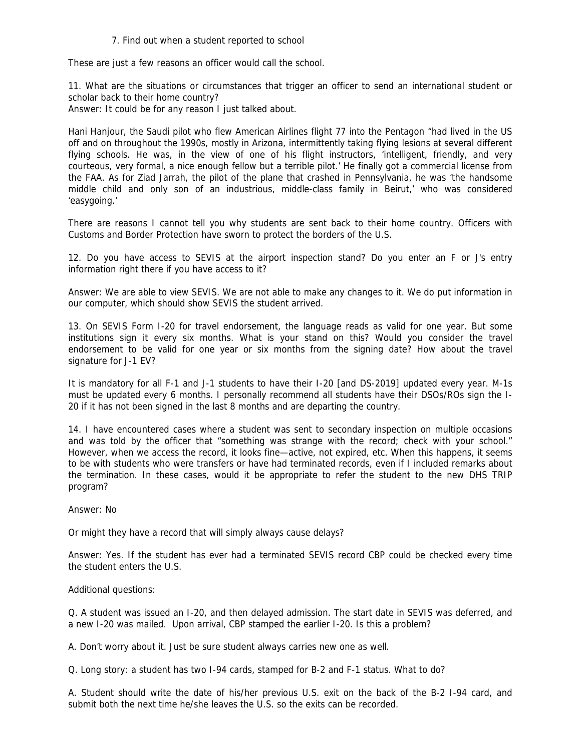7. Find out when a student reported to school

These are just a few reasons an officer would call the school.

11. What are the situations or circumstances that trigger an officer to send an international student or scholar back to their home country?
Answer: It could be for any reason I just talked about.

Hani Hanjour, the Saudi pilot who flew American Airlines flight 77 into the Pentagon "had lived in the US off and on throughout the 1990s, mostly in Arizona, intermittently taking flying lesions at several different flying schools. He was, in the view of one of his flight instructors, 'intelligent, friendly, and very courteous, very formal, a nice enough fellow but a terrible pilot.' He finally got a commercial license from the FAA. As for Ziad Jarrah, the pilot of the plane that crashed in Pennsylvania, he was 'the handsome middle child and only son of an industrious, middle-class family in Beirut,' who was considered 'easygoing.'

There are reasons I cannot tell you why students are sent back to their home country. Officers with Customs and Border Protection have sworn to protect the borders of the U.S.

12. Do you have access to SEVIS at the airport inspection stand? Do you enter an F or J's entry information right there if you have access to it?

Answer: We are able to view SEVIS. We are not able to make any changes to it. We do put information in our computer, which should show SEVIS the student arrived.

13. On SEVIS Form I-20 for travel endorsement, the language reads as valid for one year. But some institutions sign it every six months. What is your stand on this? Would you consider the travel endorsement to be valid for one year or six months from the signing date? How about the travel signature for J-1 EV?

It is mandatory for all F-1 and J-1 students to have their I-20 [and DS-2019] updated every year. M-1s must be updated every 6 months. I personally recommend all students have their DSOs/ROs sign the I-20 if it has not been signed in the last 8 months and are departing the country.

14. I have encountered cases where a student was sent to secondary inspection on multiple occasions and was told by the officer that "something was strange with the record; check with your school." However, when we access the record, it looks fine—active, not expired, etc. When this happens, it seems to be with students who were transfers or have had terminated records, even if I included remarks about the termination. In these cases, would it be appropriate to refer the student to the new DHS TRIP program?

Answer: No

Or might they have a record that will simply always cause delays?

Answer: Yes. If the student has ever had a terminated SEVIS record CBP could be checked every time the student enters the U.S.

Additional questions:

Q. A student was issued an I-20, and then delayed admission. The start date in SEVIS was deferred, and a new I-20 was mailed. Upon arrival, CBP stamped the earlier I-20. Is this a problem?

A. Don't worry about it. Just be sure student always carries new one as well.

Q. Long story: a student has two I-94 cards, stamped for B-2 and F-1 status. What to do?

A. Student should write the date of his/her previous U.S. exit on the back of the B-2 I-94 card, and submit both the next time he/she leaves the U.S. so the exits can be recorded.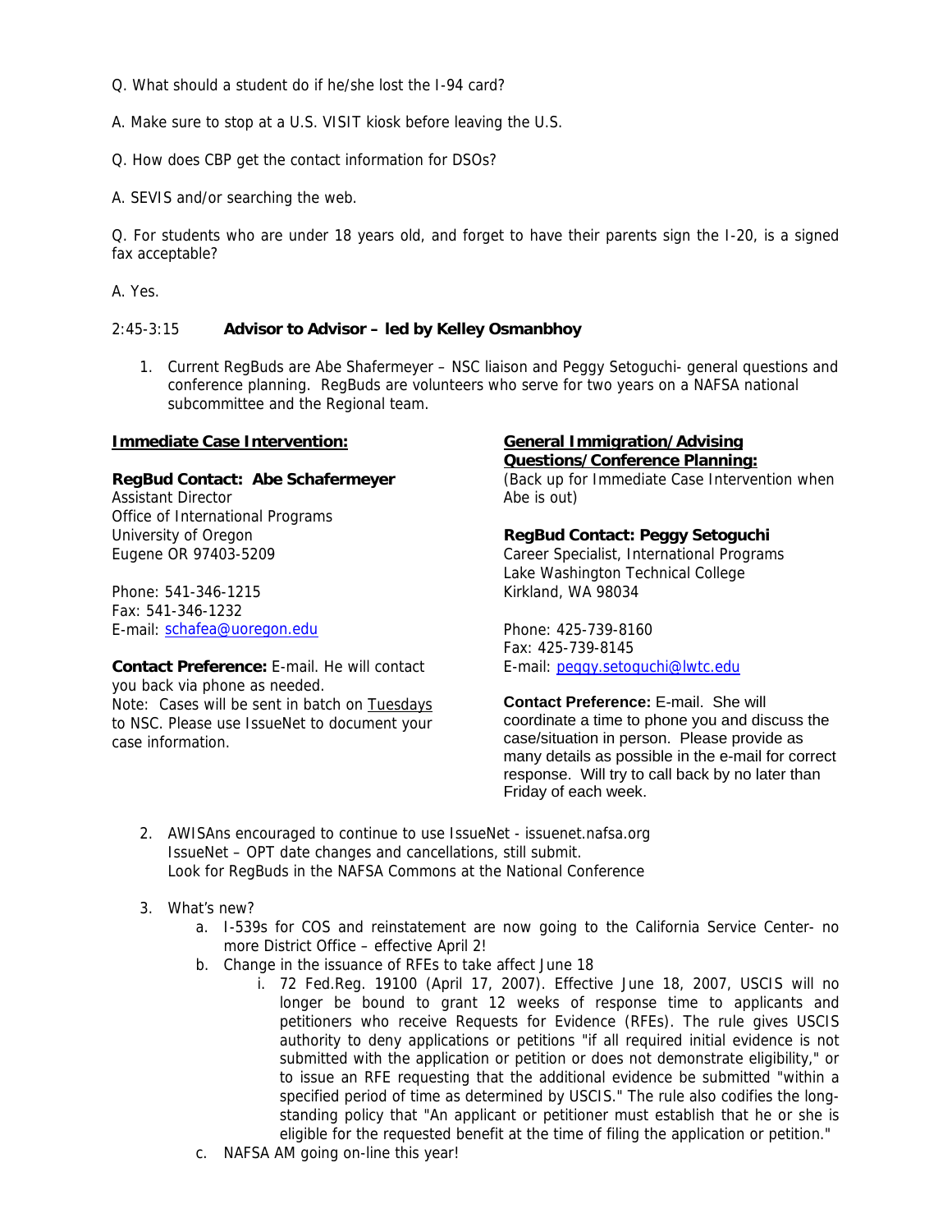Q. What should a student do if he/she lost the I-94 card?

A. Make sure to stop at a U.S. VISIT kiosk before leaving the U.S.

Q. How does CBP get the contact information for DSOs?

A. SEVIS and/or searching the web.

Q. For students who are under 18 years old, and forget to have their parents sign the I-20, is a signed fax acceptable?

A. Yes.

2:45-3:15 **Advisor to Advisor – led by Kelley Osmanbhoy**

1. Current RegBuds are Abe Shafermeyer – NSC liaison and Peggy Setoguchi- general questions and conference planning. RegBuds are volunteers who serve for two years on a NAFSA national subcommittee and the Regional team.

**Immediate Case Intervention:**

**RegBud Contact: Abe Schafermeyer**
Assistant Director
Office of International Programs
University of Oregon
Eugene OR 97403-5209

Phone: 541-346-1215
Fax: 541-346-1232
E-mail: schafea@uoregon.edu

**Contact Preference:** E-mail. He will contact you back via phone as needed.
Note: Cases will be sent in batch on Tuesdays to NSC. Please use IssueNet to document your case information.

**General Immigration/Advising Questions/Conference Planning:**
(Back up for Immediate Case Intervention when Abe is out)

**RegBud Contact: Peggy Setoguchi**
Career Specialist, International Programs
Lake Washington Technical College
Kirkland, WA 98034

Phone: 425-739-8160
Fax: 425-739-8145
E-mail: peggy.setoguchi@lwtc.edu

**Contact Preference:** E-mail. She will coordinate a time to phone you and discuss the case/situation in person. Please provide as many details as possible in the e-mail for correct response. Will try to call back by no later than Friday of each week.

2. AWISAns encouraged to continue to use IssueNet - issuenet.nafsa.org
   IssueNet – OPT date changes and cancellations, still submit.
   Look for RegBuds in the NAFSA Commons at the National Conference

3. What's new?
   a. I-539s for COS and reinstatement are now going to the California Service Center- no more District Office – effective April 2!
   b. Change in the issuance of RFEs to take affect June 18
      i. 72 Fed.Reg. 19100 (April 17, 2007). Effective June 18, 2007, USCIS will no longer be bound to grant 12 weeks of response time to applicants and petitioners who receive Requests for Evidence (RFEs). The rule gives USCIS authority to deny applications or petitions "if all required initial evidence is not submitted with the application or petition or does not demonstrate eligibility," or to issue an RFE requesting that the additional evidence be submitted "within a specified period of time as determined by USCIS." The rule also codifies the long-standing policy that "An applicant or petitioner must establish that he or she is eligible for the requested benefit at the time of filing the application or petition."
   c. NAFSA AM going on-line this year!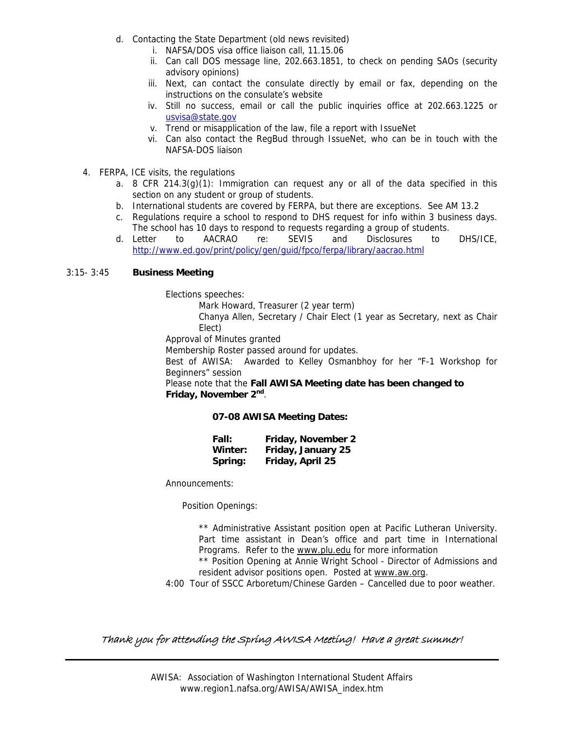d. Contacting the State Department (old news revisited)
    i. NAFSA/DOS visa office liaison call, 11.15.06
    ii. Can call DOS message line, 202.663.1851, to check on pending SAOs (security advisory opinions)
    iii. Next, can contact the consulate directly by email or fax, depending on the instructions on the consulate's website
    iv. Still no success, email or call the public inquiries office at 202.663.1225 or usvisa@state.gov
    v. Trend or misapplication of the law, file a report with IssueNet
    vi. Can also contact the RegBud through IssueNet, who can be in touch with the NAFSA-DOS liaison

4. FERPA, ICE visits, the regulations
    a. 8 CFR 214.3(g)(1): Immigration can request any or all of the data specified in this section on any student or group of students.
    b. International students are covered by FERPA, but there are exceptions. See AM 13.2
    c. Regulations require a school to respond to DHS request for info within 3 business days. The school has 10 days to respond to requests regarding a group of students.
    d. Letter to AACRAO re: SEVIS and Disclosures to DHS/ICE, http://www.ed.gov/print/policy/gen/guid/fpco/ferpa/library/aacrao.html

3:15- 3:45 **Business Meeting**

Elections speeches:

Mark Howard, Treasurer (2 year term)

Chanya Allen, Secretary / Chair Elect (1 year as Secretary, next as Chair Elect)

Approval of Minutes granted

Membership Roster passed around for updates.

Best of AWISA: Awarded to Kelley Osmanbhoy for her "F-1 Workshop for Beginners" session

Please note that the **Fall AWISA Meeting date has been changed to Friday, November 2nd**.

**07-08 AWISA Meeting Dates:**

| | |
|---|---|
| **Fall:** | **Friday, November 2** |
| **Winter:** | **Friday, January 25** |
| **Spring:** | **Friday, April 25** |

Announcements:

Position Openings:

** Administrative Assistant position open at Pacific Lutheran University. Part time assistant in Dean's office and part time in International Programs. Refer to the www.plu.edu for more information

** Position Opening at Annie Wright School - Director of Admissions and resident advisor positions open. Posted at www.aw.org.

4:00 Tour of SSCC Arboretum/Chinese Garden – Cancelled due to poor weather.

*Thank you for attending the Spring AWISA Meeting! Have a great summer!*

---

AWISA: Association of Washington International Student Affairs
www.region1.nafsa.org/AWISA/AWISA_index.htm